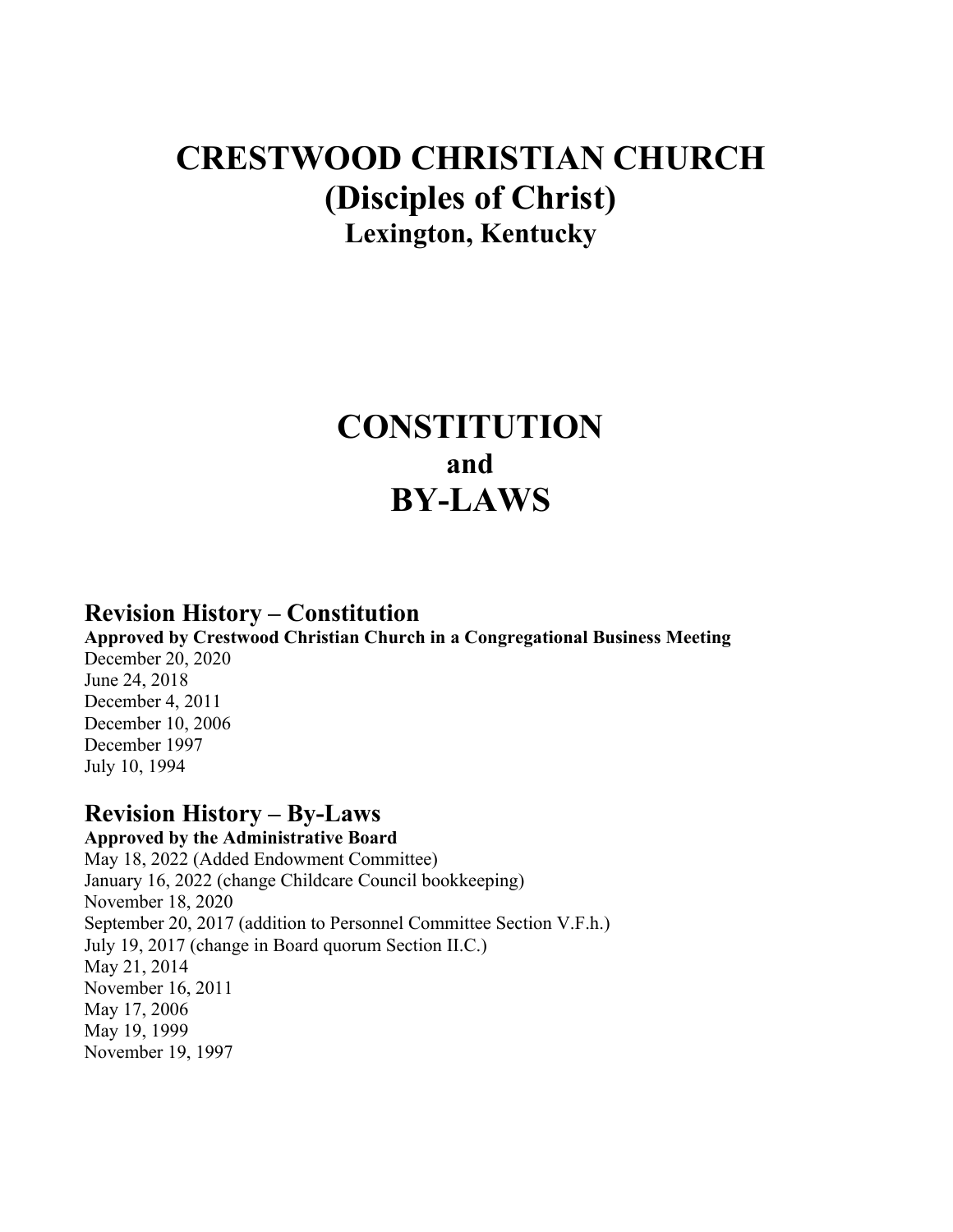# CRESTWOOD CHRISTIAN CHURCH
# (Disciples of Christ)
## Lexington, Kentucky

# CONSTITUTION
## and
# BY-LAWS

## Revision History – Constitution

**Approved by Crestwood Christian Church in a Congregational Business Meeting**

December 20, 2020
June 24, 2018
December 4, 2011
December 10, 2006
December 1997
July 10, 1994

## Revision History – By-Laws

**Approved by the Administrative Board**

May 18, 2022 (Added Endowment Committee)
January 16, 2022 (change Childcare Council bookkeeping)
November 18, 2020
September 20, 2017 (addition to Personnel Committee Section V.F.h.)
July 19, 2017 (change in Board quorum Section II.C.)
May 21, 2014
November 16, 2011
May 17, 2006
May 19, 1999
November 19, 1997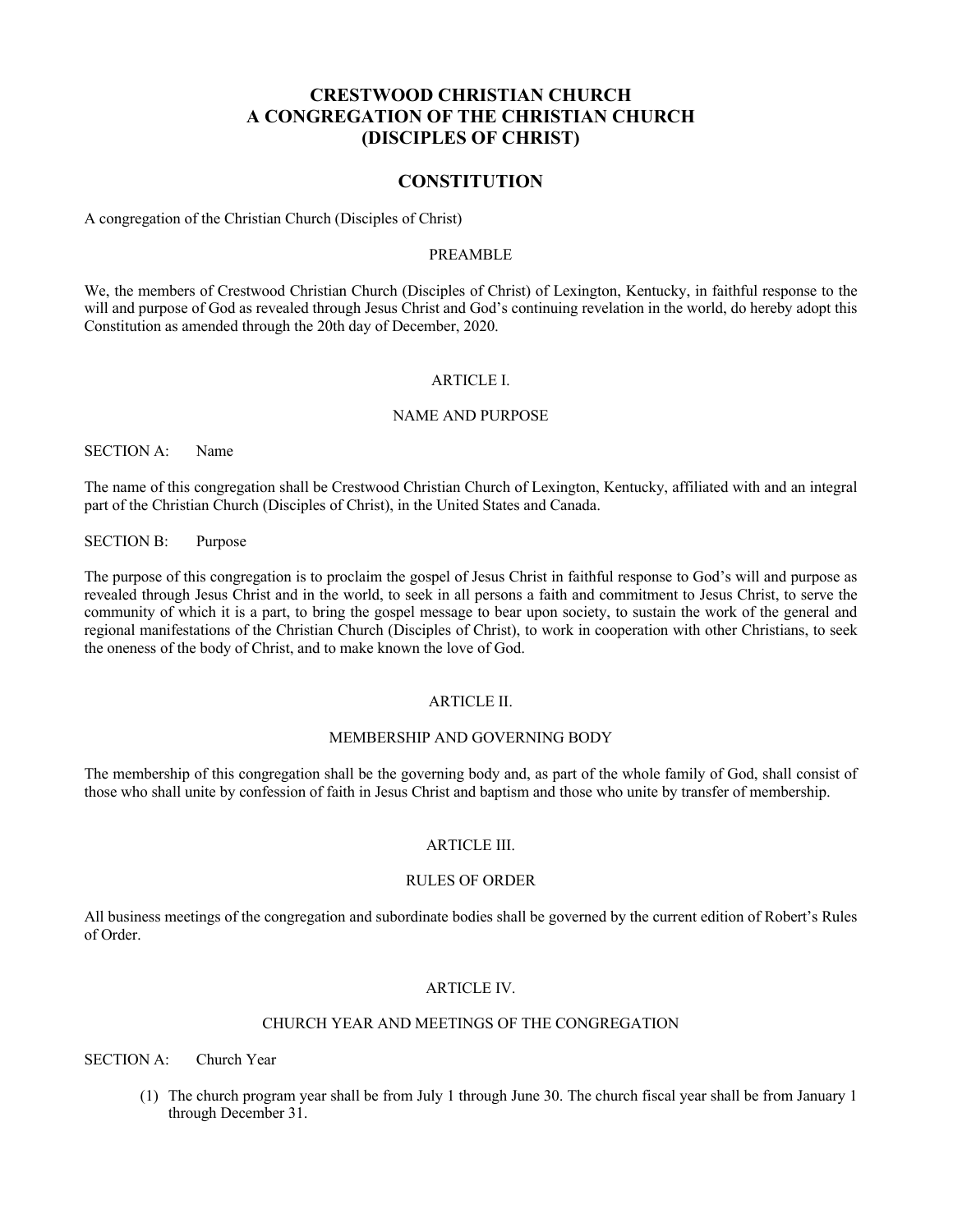# CRESTWOOD CHRISTIAN CHURCH
# A CONGREGATION OF THE CHRISTIAN CHURCH
# (DISCIPLES OF CHRIST)

## CONSTITUTION

A congregation of the Christian Church (Disciples of Christ)

### PREAMBLE

We, the members of Crestwood Christian Church (Disciples of Christ) of Lexington, Kentucky, in faithful response to the will and purpose of God as revealed through Jesus Christ and God's continuing revelation in the world, do hereby adopt this Constitution as amended through the 20th day of December, 2020.

### ARTICLE I.

### NAME AND PURPOSE

SECTION A: Name

The name of this congregation shall be Crestwood Christian Church of Lexington, Kentucky, affiliated with and an integral part of the Christian Church (Disciples of Christ), in the United States and Canada.

SECTION B: Purpose

The purpose of this congregation is to proclaim the gospel of Jesus Christ in faithful response to God's will and purpose as revealed through Jesus Christ and in the world, to seek in all persons a faith and commitment to Jesus Christ, to serve the community of which it is a part, to bring the gospel message to bear upon society, to sustain the work of the general and regional manifestations of the Christian Church (Disciples of Christ), to work in cooperation with other Christians, to seek the oneness of the body of Christ, and to make known the love of God.

### ARTICLE II.

### MEMBERSHIP AND GOVERNING BODY

The membership of this congregation shall be the governing body and, as part of the whole family of God, shall consist of those who shall unite by confession of faith in Jesus Christ and baptism and those who unite by transfer of membership.

### ARTICLE III.

### RULES OF ORDER

All business meetings of the congregation and subordinate bodies shall be governed by the current edition of Robert's Rules of Order.

### ARTICLE IV.

### CHURCH YEAR AND MEETINGS OF THE CONGREGATION

SECTION A: Church Year

(1) The church program year shall be from July 1 through June 30. The church fiscal year shall be from January 1 through December 31.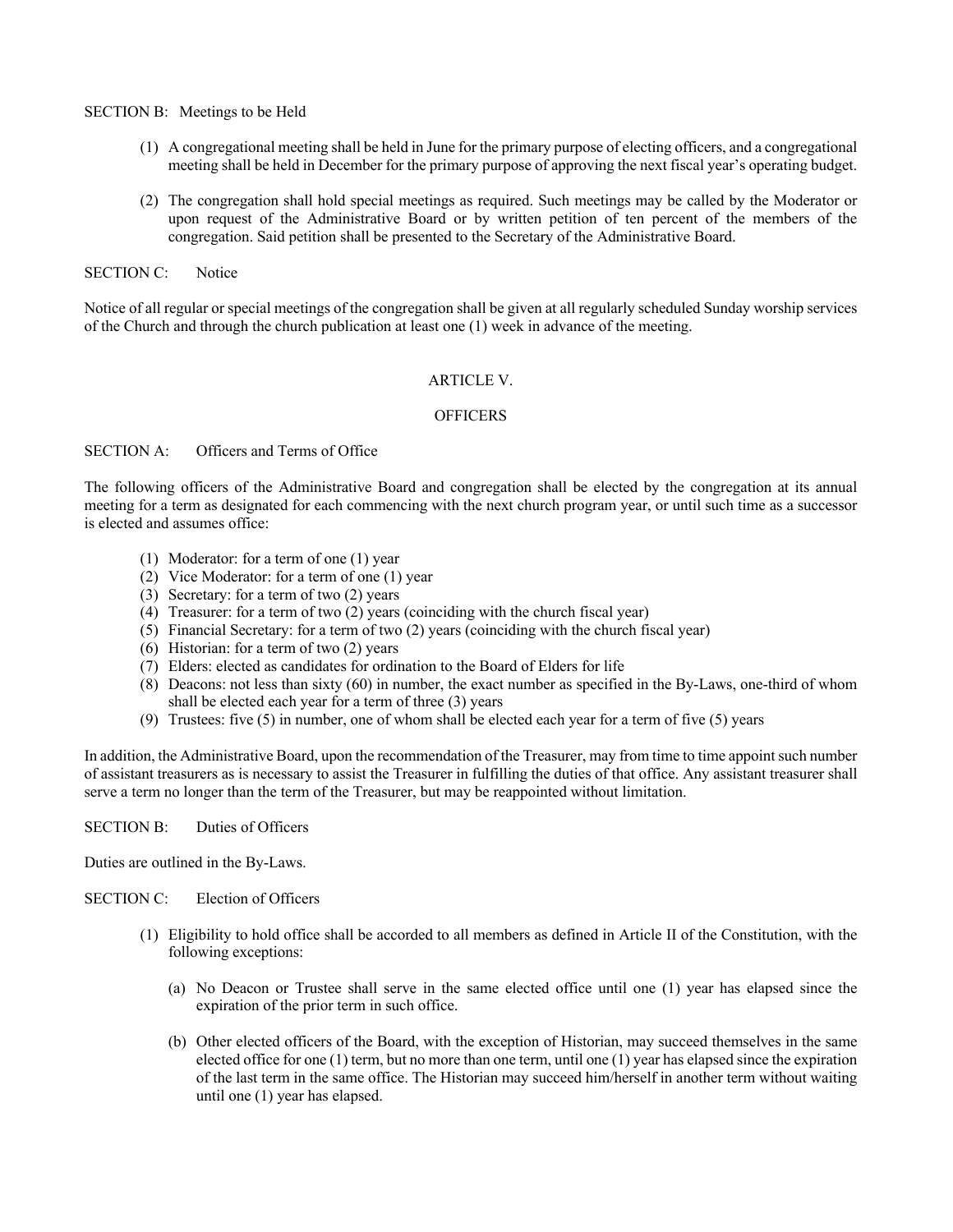SECTION B: Meetings to be Held

(1) A congregational meeting shall be held in June for the primary purpose of electing officers, and a congregational meeting shall be held in December for the primary purpose of approving the next fiscal year's operating budget.

(2) The congregation shall hold special meetings as required. Such meetings may be called by the Moderator or upon request of the Administrative Board or by written petition of ten percent of the members of the congregation. Said petition shall be presented to the Secretary of the Administrative Board.

SECTION C: Notice

Notice of all regular or special meetings of the congregation shall be given at all regularly scheduled Sunday worship services of the Church and through the church publication at least one (1) week in advance of the meeting.

## ARTICLE V.

## OFFICERS

SECTION A: Officers and Terms of Office

The following officers of the Administrative Board and congregation shall be elected by the congregation at its annual meeting for a term as designated for each commencing with the next church program year, or until such time as a successor is elected and assumes office:

(1) Moderator: for a term of one (1) year
(2) Vice Moderator: for a term of one (1) year
(3) Secretary: for a term of two (2) years
(4) Treasurer: for a term of two (2) years (coinciding with the church fiscal year)
(5) Financial Secretary: for a term of two (2) years (coinciding with the church fiscal year)
(6) Historian: for a term of two (2) years
(7) Elders: elected as candidates for ordination to the Board of Elders for life
(8) Deacons: not less than sixty (60) in number, the exact number as specified in the By-Laws, one-third of whom shall be elected each year for a term of three (3) years
(9) Trustees: five (5) in number, one of whom shall be elected each year for a term of five (5) years

In addition, the Administrative Board, upon the recommendation of the Treasurer, may from time to time appoint such number of assistant treasurers as is necessary to assist the Treasurer in fulfilling the duties of that office. Any assistant treasurer shall serve a term no longer than the term of the Treasurer, but may be reappointed without limitation.

SECTION B: Duties of Officers

Duties are outlined in the By-Laws.

SECTION C: Election of Officers

(1) Eligibility to hold office shall be accorded to all members as defined in Article II of the Constitution, with the following exceptions:

(a) No Deacon or Trustee shall serve in the same elected office until one (1) year has elapsed since the expiration of the prior term in such office.

(b) Other elected officers of the Board, with the exception of Historian, may succeed themselves in the same elected office for one (1) term, but no more than one term, until one (1) year has elapsed since the expiration of the last term in the same office. The Historian may succeed him/herself in another term without waiting until one (1) year has elapsed.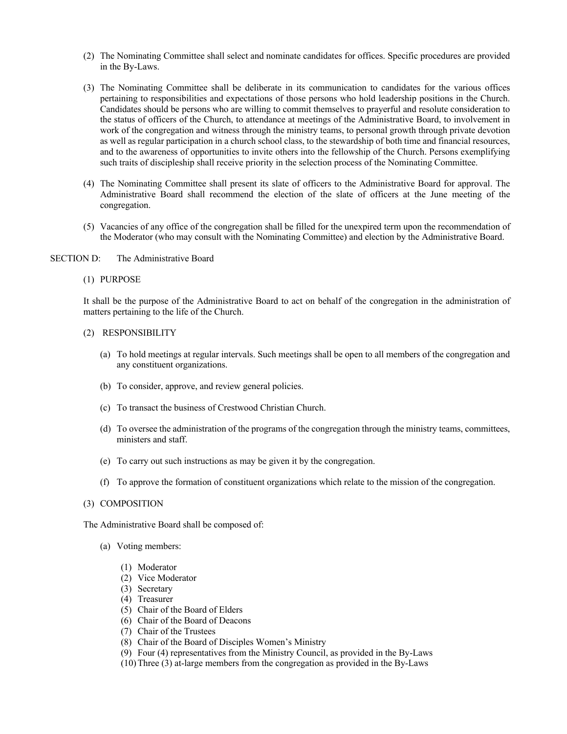(2) The Nominating Committee shall select and nominate candidates for offices. Specific procedures are provided in the By-Laws.

(3) The Nominating Committee shall be deliberate in its communication to candidates for the various offices pertaining to responsibilities and expectations of those persons who hold leadership positions in the Church. Candidates should be persons who are willing to commit themselves to prayerful and resolute consideration to the status of officers of the Church, to attendance at meetings of the Administrative Board, to involvement in work of the congregation and witness through the ministry teams, to personal growth through private devotion as well as regular participation in a church school class, to the stewardship of both time and financial resources, and to the awareness of opportunities to invite others into the fellowship of the Church. Persons exemplifying such traits of discipleship shall receive priority in the selection process of the Nominating Committee.

(4) The Nominating Committee shall present its slate of officers to the Administrative Board for approval. The Administrative Board shall recommend the election of the slate of officers at the June meeting of the congregation.

(5) Vacancies of any office of the congregation shall be filled for the unexpired term upon the recommendation of the Moderator (who may consult with the Nominating Committee) and election by the Administrative Board.

SECTION D: The Administrative Board

(1) PURPOSE

It shall be the purpose of the Administrative Board to act on behalf of the congregation in the administration of matters pertaining to the life of the Church.

(2) RESPONSIBILITY

(a) To hold meetings at regular intervals. Such meetings shall be open to all members of the congregation and any constituent organizations.

(b) To consider, approve, and review general policies.

(c) To transact the business of Crestwood Christian Church.

(d) To oversee the administration of the programs of the congregation through the ministry teams, committees, ministers and staff.

(e) To carry out such instructions as may be given it by the congregation.

(f) To approve the formation of constituent organizations which relate to the mission of the congregation.

(3) COMPOSITION

The Administrative Board shall be composed of:

(a) Voting members:

(1) Moderator
(2) Vice Moderator
(3) Secretary
(4) Treasurer
(5) Chair of the Board of Elders
(6) Chair of the Board of Deacons
(7) Chair of the Trustees
(8) Chair of the Board of Disciples Women's Ministry
(9) Four (4) representatives from the Ministry Council, as provided in the By-Laws
(10) Three (3) at-large members from the congregation as provided in the By-Laws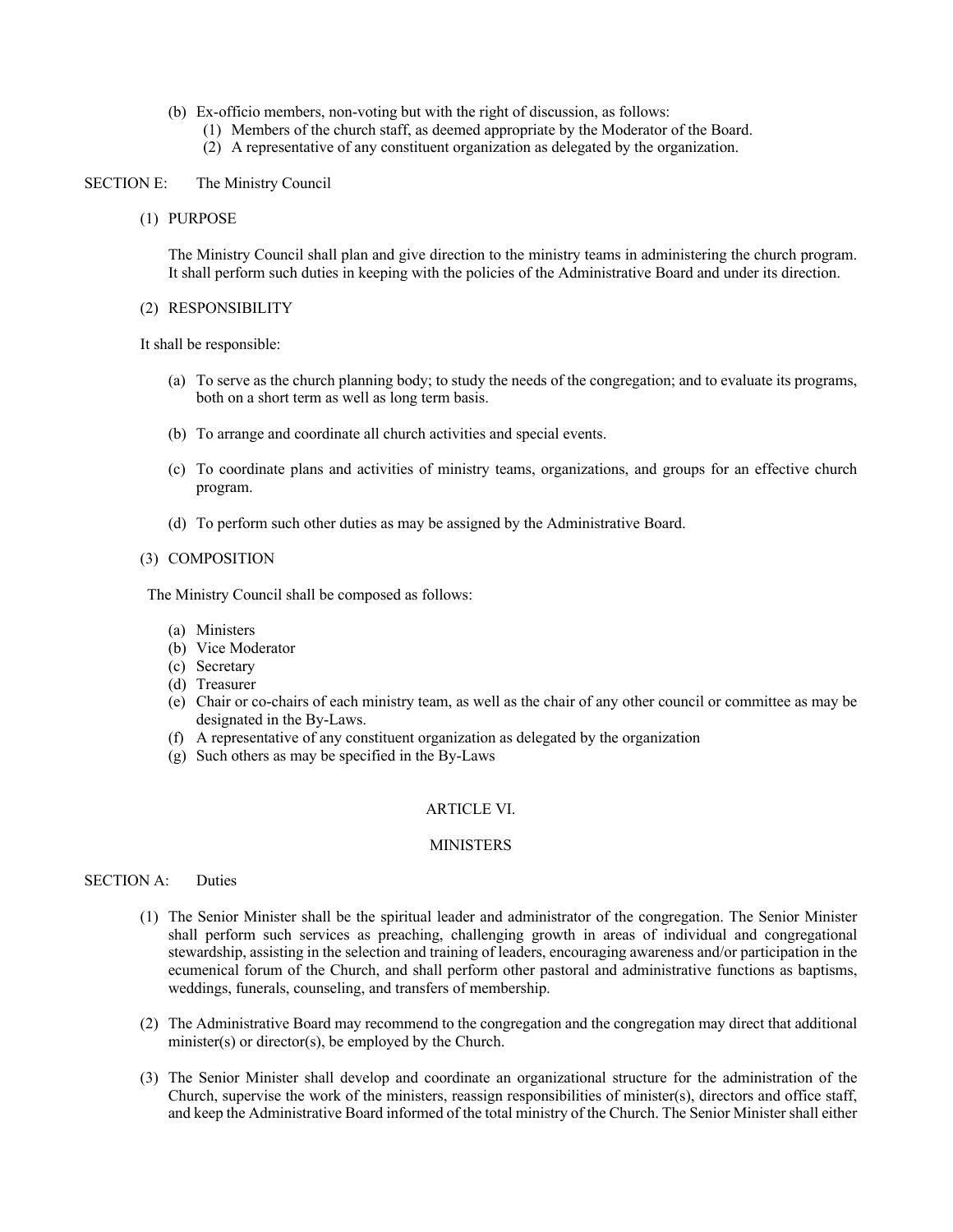(b) Ex-officio members, non-voting but with the right of discussion, as follows:
   (1) Members of the church staff, as deemed appropriate by the Moderator of the Board.
   (2) A representative of any constituent organization as delegated by the organization.

SECTION E: The Ministry Council

(1) PURPOSE

The Ministry Council shall plan and give direction to the ministry teams in administering the church program. It shall perform such duties in keeping with the policies of the Administrative Board and under its direction.

(2) RESPONSIBILITY

It shall be responsible:

(a) To serve as the church planning body; to study the needs of the congregation; and to evaluate its programs, both on a short term as well as long term basis.

(b) To arrange and coordinate all church activities and special events.

(c) To coordinate plans and activities of ministry teams, organizations, and groups for an effective church program.

(d) To perform such other duties as may be assigned by the Administrative Board.

(3) COMPOSITION

The Ministry Council shall be composed as follows:

(a) Ministers
(b) Vice Moderator
(c) Secretary
(d) Treasurer
(e) Chair or co-chairs of each ministry team, as well as the chair of any other council or committee as may be designated in the By-Laws.
(f) A representative of any constituent organization as delegated by the organization
(g) Such others as may be specified in the By-Laws

## ARTICLE VI.

## MINISTERS

SECTION A: Duties

(1) The Senior Minister shall be the spiritual leader and administrator of the congregation. The Senior Minister shall perform such services as preaching, challenging growth in areas of individual and congregational stewardship, assisting in the selection and training of leaders, encouraging awareness and/or participation in the ecumenical forum of the Church, and shall perform other pastoral and administrative functions as baptisms, weddings, funerals, counseling, and transfers of membership.

(2) The Administrative Board may recommend to the congregation and the congregation may direct that additional minister(s) or director(s), be employed by the Church.

(3) The Senior Minister shall develop and coordinate an organizational structure for the administration of the Church, supervise the work of the ministers, reassign responsibilities of minister(s), directors and office staff, and keep the Administrative Board informed of the total ministry of the Church. The Senior Minister shall either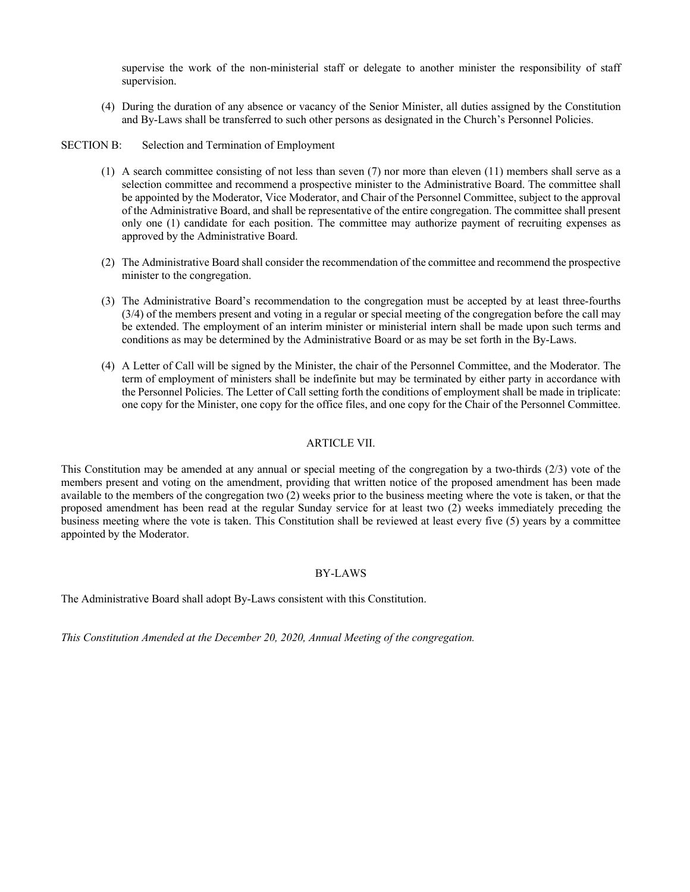supervise the work of the non-ministerial staff or delegate to another minister the responsibility of staff supervision.

(4) During the duration of any absence or vacancy of the Senior Minister, all duties assigned by the Constitution and By-Laws shall be transferred to such other persons as designated in the Church's Personnel Policies.

SECTION B: Selection and Termination of Employment

(1) A search committee consisting of not less than seven (7) nor more than eleven (11) members shall serve as a selection committee and recommend a prospective minister to the Administrative Board. The committee shall be appointed by the Moderator, Vice Moderator, and Chair of the Personnel Committee, subject to the approval of the Administrative Board, and shall be representative of the entire congregation. The committee shall present only one (1) candidate for each position. The committee may authorize payment of recruiting expenses as approved by the Administrative Board.

(2) The Administrative Board shall consider the recommendation of the committee and recommend the prospective minister to the congregation.

(3) The Administrative Board's recommendation to the congregation must be accepted by at least three-fourths (3/4) of the members present and voting in a regular or special meeting of the congregation before the call may be extended. The employment of an interim minister or ministerial intern shall be made upon such terms and conditions as may be determined by the Administrative Board or as may be set forth in the By-Laws.

(4) A Letter of Call will be signed by the Minister, the chair of the Personnel Committee, and the Moderator. The term of employment of ministers shall be indefinite but may be terminated by either party in accordance with the Personnel Policies. The Letter of Call setting forth the conditions of employment shall be made in triplicate: one copy for the Minister, one copy for the office files, and one copy for the Chair of the Personnel Committee.

## ARTICLE VII.

This Constitution may be amended at any annual or special meeting of the congregation by a two-thirds (2/3) vote of the members present and voting on the amendment, providing that written notice of the proposed amendment has been made available to the members of the congregation two (2) weeks prior to the business meeting where the vote is taken, or that the proposed amendment has been read at the regular Sunday service for at least two (2) weeks immediately preceding the business meeting where the vote is taken. This Constitution shall be reviewed at least every five (5) years by a committee appointed by the Moderator.

## BY-LAWS

The Administrative Board shall adopt By-Laws consistent with this Constitution.

*This Constitution Amended at the December 20, 2020, Annual Meeting of the congregation.*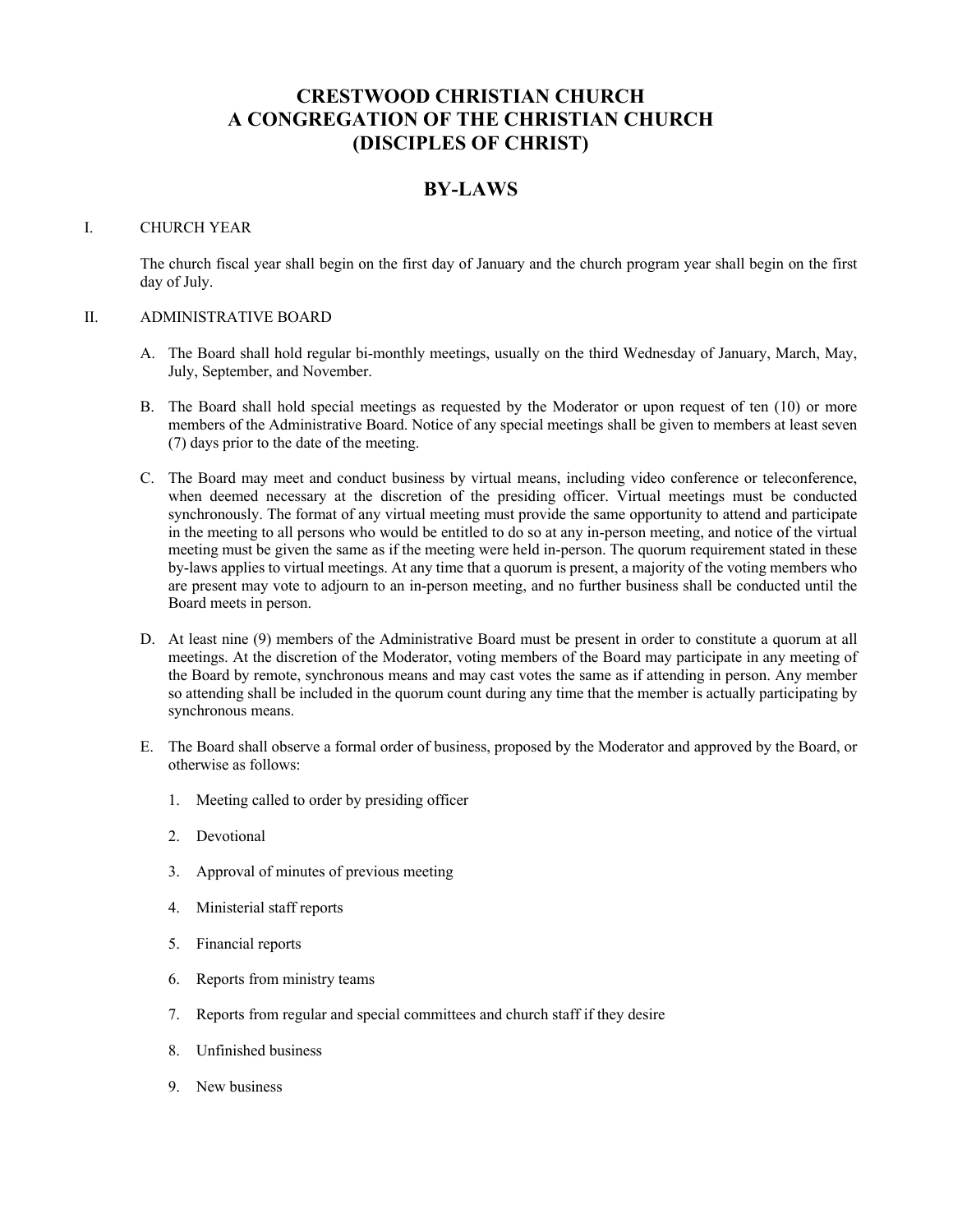# CRESTWOOD CHRISTIAN CHURCH
# A CONGREGATION OF THE CHRISTIAN CHURCH
# (DISCIPLES OF CHRIST)

## BY-LAWS

### I. CHURCH YEAR

The church fiscal year shall begin on the first day of January and the church program year shall begin on the first day of July.

### II. ADMINISTRATIVE BOARD

A. The Board shall hold regular bi-monthly meetings, usually on the third Wednesday of January, March, May, July, September, and November.

B. The Board shall hold special meetings as requested by the Moderator or upon request of ten (10) or more members of the Administrative Board. Notice of any special meetings shall be given to members at least seven (7) days prior to the date of the meeting.

C. The Board may meet and conduct business by virtual means, including video conference or teleconference, when deemed necessary at the discretion of the presiding officer. Virtual meetings must be conducted synchronously. The format of any virtual meeting must provide the same opportunity to attend and participate in the meeting to all persons who would be entitled to do so at any in-person meeting, and notice of the virtual meeting must be given the same as if the meeting were held in-person. The quorum requirement stated in these by-laws applies to virtual meetings. At any time that a quorum is present, a majority of the voting members who are present may vote to adjourn to an in-person meeting, and no further business shall be conducted until the Board meets in person.

D. At least nine (9) members of the Administrative Board must be present in order to constitute a quorum at all meetings. At the discretion of the Moderator, voting members of the Board may participate in any meeting of the Board by remote, synchronous means and may cast votes the same as if attending in person. Any member so attending shall be included in the quorum count during any time that the member is actually participating by synchronous means.

E. The Board shall observe a formal order of business, proposed by the Moderator and approved by the Board, or otherwise as follows:

1. Meeting called to order by presiding officer
2. Devotional
3. Approval of minutes of previous meeting
4. Ministerial staff reports
5. Financial reports
6. Reports from ministry teams
7. Reports from regular and special committees and church staff if they desire
8. Unfinished business
9. New business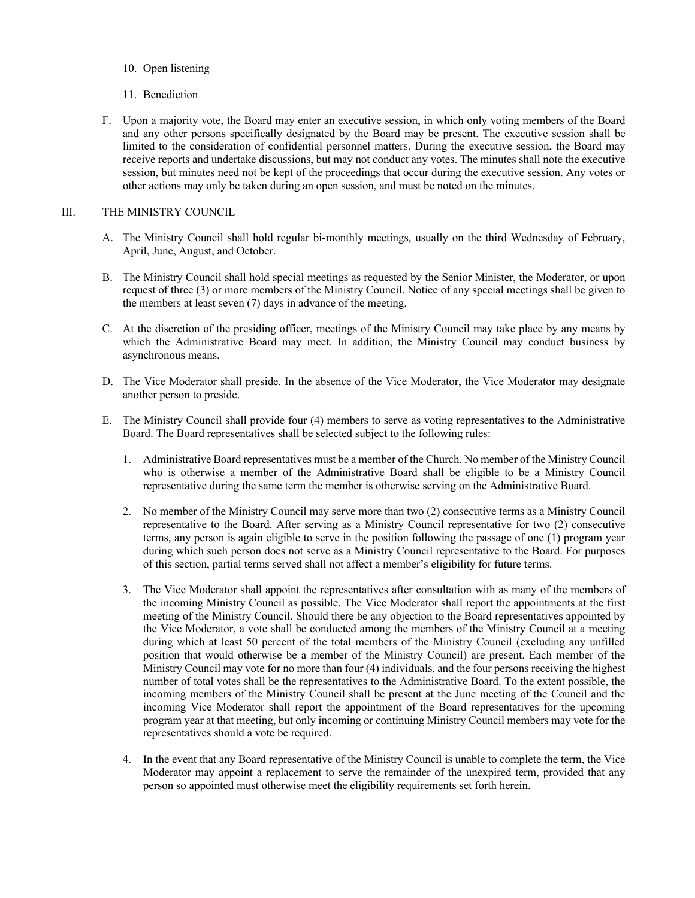10. Open listening

11. Benediction

F. Upon a majority vote, the Board may enter an executive session, in which only voting members of the Board and any other persons specifically designated by the Board may be present. The executive session shall be limited to the consideration of confidential personnel matters. During the executive session, the Board may receive reports and undertake discussions, but may not conduct any votes. The minutes shall note the executive session, but minutes need not be kept of the proceedings that occur during the executive session. Any votes or other actions may only be taken during an open session, and must be noted on the minutes.

## III. THE MINISTRY COUNCIL

A. The Ministry Council shall hold regular bi-monthly meetings, usually on the third Wednesday of February, April, June, August, and October.

B. The Ministry Council shall hold special meetings as requested by the Senior Minister, the Moderator, or upon request of three (3) or more members of the Ministry Council. Notice of any special meetings shall be given to the members at least seven (7) days in advance of the meeting.

C. At the discretion of the presiding officer, meetings of the Ministry Council may take place by any means by which the Administrative Board may meet. In addition, the Ministry Council may conduct business by asynchronous means.

D. The Vice Moderator shall preside. In the absence of the Vice Moderator, the Vice Moderator may designate another person to preside.

E. The Ministry Council shall provide four (4) members to serve as voting representatives to the Administrative Board. The Board representatives shall be selected subject to the following rules:

1. Administrative Board representatives must be a member of the Church. No member of the Ministry Council who is otherwise a member of the Administrative Board shall be eligible to be a Ministry Council representative during the same term the member is otherwise serving on the Administrative Board.

2. No member of the Ministry Council may serve more than two (2) consecutive terms as a Ministry Council representative to the Board. After serving as a Ministry Council representative for two (2) consecutive terms, any person is again eligible to serve in the position following the passage of one (1) program year during which such person does not serve as a Ministry Council representative to the Board. For purposes of this section, partial terms served shall not affect a member's eligibility for future terms.

3. The Vice Moderator shall appoint the representatives after consultation with as many of the members of the incoming Ministry Council as possible. The Vice Moderator shall report the appointments at the first meeting of the Ministry Council. Should there be any objection to the Board representatives appointed by the Vice Moderator, a vote shall be conducted among the members of the Ministry Council at a meeting during which at least 50 percent of the total members of the Ministry Council (excluding any unfilled position that would otherwise be a member of the Ministry Council) are present. Each member of the Ministry Council may vote for no more than four (4) individuals, and the four persons receiving the highest number of total votes shall be the representatives to the Administrative Board. To the extent possible, the incoming members of the Ministry Council shall be present at the June meeting of the Council and the incoming Vice Moderator shall report the appointment of the Board representatives for the upcoming program year at that meeting, but only incoming or continuing Ministry Council members may vote for the representatives should a vote be required.

4. In the event that any Board representative of the Ministry Council is unable to complete the term, the Vice Moderator may appoint a replacement to serve the remainder of the unexpired term, provided that any person so appointed must otherwise meet the eligibility requirements set forth herein.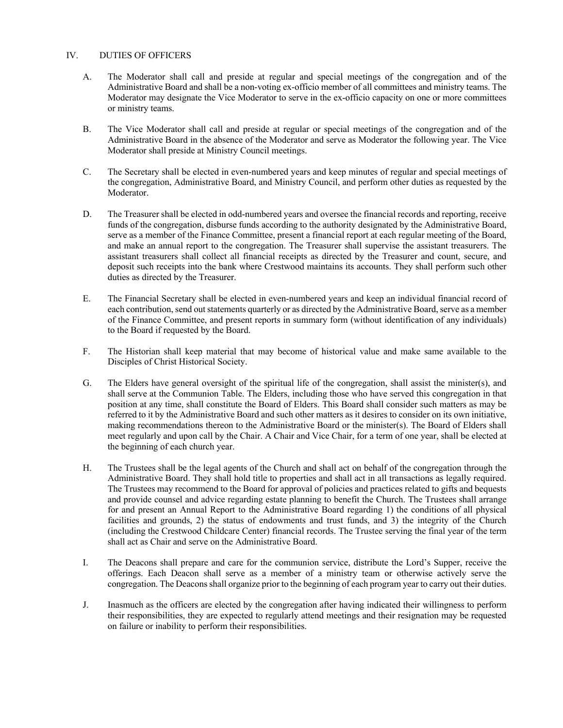## IV. DUTIES OF OFFICERS

A. The Moderator shall call and preside at regular and special meetings of the congregation and of the Administrative Board and shall be a non-voting ex-officio member of all committees and ministry teams. The Moderator may designate the Vice Moderator to serve in the ex-officio capacity on one or more committees or ministry teams.

B. The Vice Moderator shall call and preside at regular or special meetings of the congregation and of the Administrative Board in the absence of the Moderator and serve as Moderator the following year. The Vice Moderator shall preside at Ministry Council meetings.

C. The Secretary shall be elected in even-numbered years and keep minutes of regular and special meetings of the congregation, Administrative Board, and Ministry Council, and perform other duties as requested by the Moderator.

D. The Treasurer shall be elected in odd-numbered years and oversee the financial records and reporting, receive funds of the congregation, disburse funds according to the authority designated by the Administrative Board, serve as a member of the Finance Committee, present a financial report at each regular meeting of the Board, and make an annual report to the congregation. The Treasurer shall supervise the assistant treasurers. The assistant treasurers shall collect all financial receipts as directed by the Treasurer and count, secure, and deposit such receipts into the bank where Crestwood maintains its accounts. They shall perform such other duties as directed by the Treasurer.

E. The Financial Secretary shall be elected in even-numbered years and keep an individual financial record of each contribution, send out statements quarterly or as directed by the Administrative Board, serve as a member of the Finance Committee, and present reports in summary form (without identification of any individuals) to the Board if requested by the Board.

F. The Historian shall keep material that may become of historical value and make same available to the Disciples of Christ Historical Society.

G. The Elders have general oversight of the spiritual life of the congregation, shall assist the minister(s), and shall serve at the Communion Table. The Elders, including those who have served this congregation in that position at any time, shall constitute the Board of Elders. This Board shall consider such matters as may be referred to it by the Administrative Board and such other matters as it desires to consider on its own initiative, making recommendations thereon to the Administrative Board or the minister(s). The Board of Elders shall meet regularly and upon call by the Chair. A Chair and Vice Chair, for a term of one year, shall be elected at the beginning of each church year.

H. The Trustees shall be the legal agents of the Church and shall act on behalf of the congregation through the Administrative Board. They shall hold title to properties and shall act in all transactions as legally required. The Trustees may recommend to the Board for approval of policies and practices related to gifts and bequests and provide counsel and advice regarding estate planning to benefit the Church. The Trustees shall arrange for and present an Annual Report to the Administrative Board regarding 1) the conditions of all physical facilities and grounds, 2) the status of endowments and trust funds, and 3) the integrity of the Church (including the Crestwood Childcare Center) financial records. The Trustee serving the final year of the term shall act as Chair and serve on the Administrative Board.

I. The Deacons shall prepare and care for the communion service, distribute the Lord's Supper, receive the offerings. Each Deacon shall serve as a member of a ministry team or otherwise actively serve the congregation. The Deacons shall organize prior to the beginning of each program year to carry out their duties.

J. Inasmuch as the officers are elected by the congregation after having indicated their willingness to perform their responsibilities, they are expected to regularly attend meetings and their resignation may be requested on failure or inability to perform their responsibilities.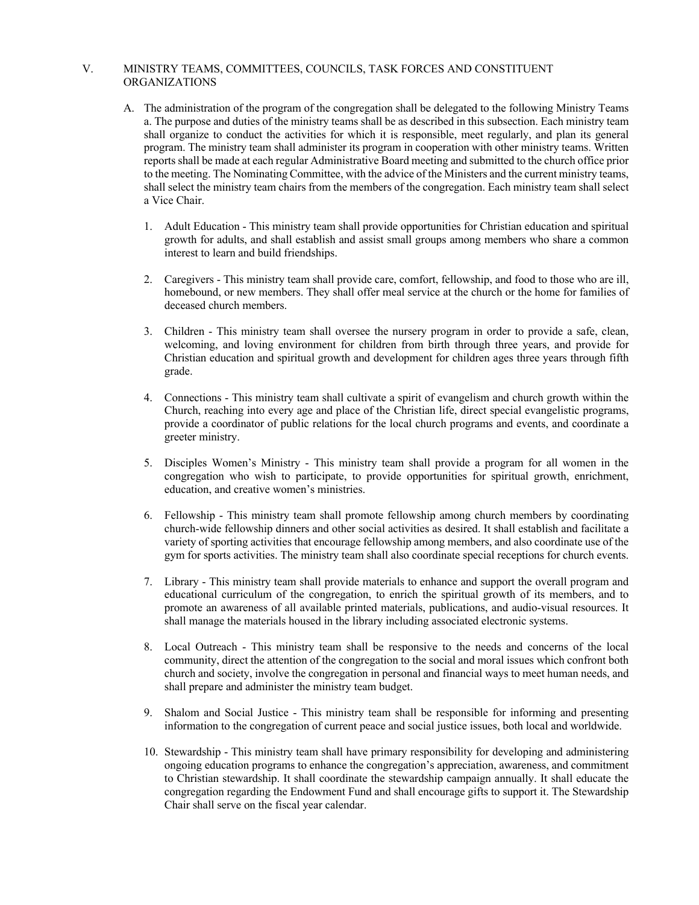## V. MINISTRY TEAMS, COMMITTEES, COUNCILS, TASK FORCES AND CONSTITUENT ORGANIZATIONS

A. The administration of the program of the congregation shall be delegated to the following Ministry Teams a. The purpose and duties of the ministry teams shall be as described in this subsection. Each ministry team shall organize to conduct the activities for which it is responsible, meet regularly, and plan its general program. The ministry team shall administer its program in cooperation with other ministry teams. Written reports shall be made at each regular Administrative Board meeting and submitted to the church office prior to the meeting. The Nominating Committee, with the advice of the Ministers and the current ministry teams, shall select the ministry team chairs from the members of the congregation. Each ministry team shall select a Vice Chair.

1. Adult Education - This ministry team shall provide opportunities for Christian education and spiritual growth for adults, and shall establish and assist small groups among members who share a common interest to learn and build friendships.

2. Caregivers - This ministry team shall provide care, comfort, fellowship, and food to those who are ill, homebound, or new members. They shall offer meal service at the church or the home for families of deceased church members.

3. Children - This ministry team shall oversee the nursery program in order to provide a safe, clean, welcoming, and loving environment for children from birth through three years, and provide for Christian education and spiritual growth and development for children ages three years through fifth grade.

4. Connections - This ministry team shall cultivate a spirit of evangelism and church growth within the Church, reaching into every age and place of the Christian life, direct special evangelistic programs, provide a coordinator of public relations for the local church programs and events, and coordinate a greeter ministry.

5. Disciples Women's Ministry - This ministry team shall provide a program for all women in the congregation who wish to participate, to provide opportunities for spiritual growth, enrichment, education, and creative women's ministries.

6. Fellowship - This ministry team shall promote fellowship among church members by coordinating church-wide fellowship dinners and other social activities as desired. It shall establish and facilitate a variety of sporting activities that encourage fellowship among members, and also coordinate use of the gym for sports activities. The ministry team shall also coordinate special receptions for church events.

7. Library - This ministry team shall provide materials to enhance and support the overall program and educational curriculum of the congregation, to enrich the spiritual growth of its members, and to promote an awareness of all available printed materials, publications, and audio-visual resources. It shall manage the materials housed in the library including associated electronic systems.

8. Local Outreach - This ministry team shall be responsive to the needs and concerns of the local community, direct the attention of the congregation to the social and moral issues which confront both church and society, involve the congregation in personal and financial ways to meet human needs, and shall prepare and administer the ministry team budget.

9. Shalom and Social Justice - This ministry team shall be responsible for informing and presenting information to the congregation of current peace and social justice issues, both local and worldwide.

10. Stewardship - This ministry team shall have primary responsibility for developing and administering ongoing education programs to enhance the congregation's appreciation, awareness, and commitment to Christian stewardship. It shall coordinate the stewardship campaign annually. It shall educate the congregation regarding the Endowment Fund and shall encourage gifts to support it. The Stewardship Chair shall serve on the fiscal year calendar.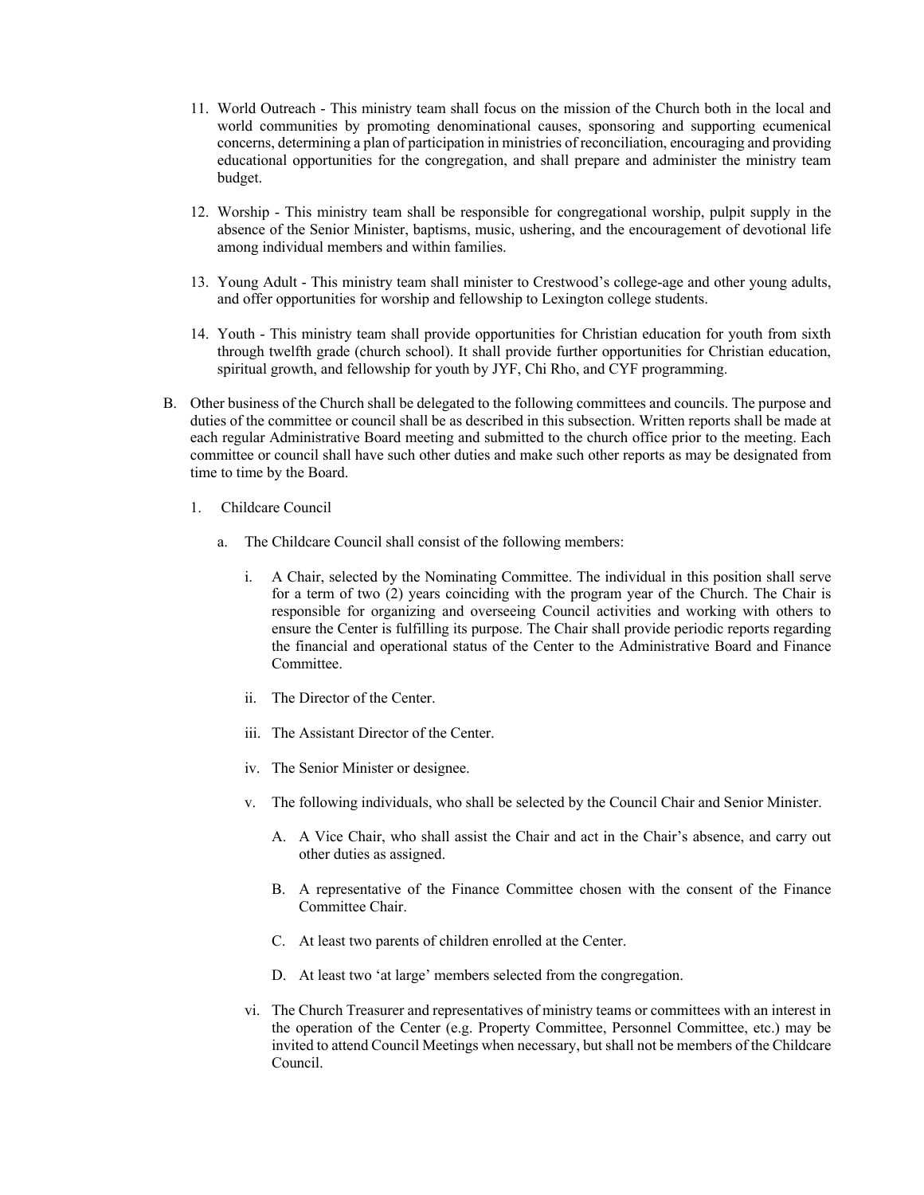11. World Outreach - This ministry team shall focus on the mission of the Church both in the local and world communities by promoting denominational causes, sponsoring and supporting ecumenical concerns, determining a plan of participation in ministries of reconciliation, encouraging and providing educational opportunities for the congregation, and shall prepare and administer the ministry team budget.

12. Worship - This ministry team shall be responsible for congregational worship, pulpit supply in the absence of the Senior Minister, baptisms, music, ushering, and the encouragement of devotional life among individual members and within families.

13. Young Adult - This ministry team shall minister to Crestwood's college-age and other young adults, and offer opportunities for worship and fellowship to Lexington college students.

14. Youth - This ministry team shall provide opportunities for Christian education for youth from sixth through twelfth grade (church school). It shall provide further opportunities for Christian education, spiritual growth, and fellowship for youth by JYF, Chi Rho, and CYF programming.

B. Other business of the Church shall be delegated to the following committees and councils. The purpose and duties of the committee or council shall be as described in this subsection. Written reports shall be made at each regular Administrative Board meeting and submitted to the church office prior to the meeting. Each committee or council shall have such other duties and make such other reports as may be designated from time to time by the Board.

   1. Childcare Council

      a. The Childcare Council shall consist of the following members:

         i. A Chair, selected by the Nominating Committee. The individual in this position shall serve for a term of two (2) years coinciding with the program year of the Church. The Chair is responsible for organizing and overseeing Council activities and working with others to ensure the Center is fulfilling its purpose. The Chair shall provide periodic reports regarding the financial and operational status of the Center to the Administrative Board and Finance Committee.

         ii. The Director of the Center.

         iii. The Assistant Director of the Center.

         iv. The Senior Minister or designee.

         v. The following individuals, who shall be selected by the Council Chair and Senior Minister.

            A. A Vice Chair, who shall assist the Chair and act in the Chair's absence, and carry out other duties as assigned.

            B. A representative of the Finance Committee chosen with the consent of the Finance Committee Chair.

            C. At least two parents of children enrolled at the Center.

            D. At least two 'at large' members selected from the congregation.

         vi. The Church Treasurer and representatives of ministry teams or committees with an interest in the operation of the Center (e.g. Property Committee, Personnel Committee, etc.) may be invited to attend Council Meetings when necessary, but shall not be members of the Childcare Council.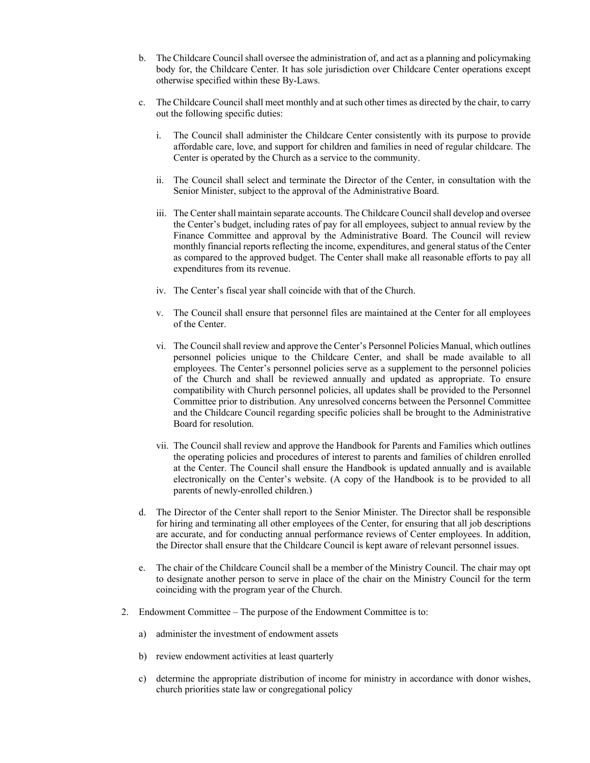b. The Childcare Council shall oversee the administration of, and act as a planning and policymaking body for, the Childcare Center. It has sole jurisdiction over Childcare Center operations except otherwise specified within these By-Laws.

c. The Childcare Council shall meet monthly and at such other times as directed by the chair, to carry out the following specific duties:

   i. The Council shall administer the Childcare Center consistently with its purpose to provide affordable care, love, and support for children and families in need of regular childcare. The Center is operated by the Church as a service to the community.

   ii. The Council shall select and terminate the Director of the Center, in consultation with the Senior Minister, subject to the approval of the Administrative Board.

   iii. The Center shall maintain separate accounts. The Childcare Council shall develop and oversee the Center's budget, including rates of pay for all employees, subject to annual review by the Finance Committee and approval by the Administrative Board. The Council will review monthly financial reports reflecting the income, expenditures, and general status of the Center as compared to the approved budget. The Center shall make all reasonable efforts to pay all expenditures from its revenue.

   iv. The Center's fiscal year shall coincide with that of the Church.

   v. The Council shall ensure that personnel files are maintained at the Center for all employees of the Center.

   vi. The Council shall review and approve the Center's Personnel Policies Manual, which outlines personnel policies unique to the Childcare Center, and shall be made available to all employees. The Center's personnel policies serve as a supplement to the personnel policies of the Church and shall be reviewed annually and updated as appropriate. To ensure compatibility with Church personnel policies, all updates shall be provided to the Personnel Committee prior to distribution. Any unresolved concerns between the Personnel Committee and the Childcare Council regarding specific policies shall be brought to the Administrative Board for resolution.

   vii. The Council shall review and approve the Handbook for Parents and Families which outlines the operating policies and procedures of interest to parents and families of children enrolled at the Center. The Council shall ensure the Handbook is updated annually and is available electronically on the Center's website. (A copy of the Handbook is to be provided to all parents of newly-enrolled children.)

d. The Director of the Center shall report to the Senior Minister. The Director shall be responsible for hiring and terminating all other employees of the Center, for ensuring that all job descriptions are accurate, and for conducting annual performance reviews of Center employees. In addition, the Director shall ensure that the Childcare Council is kept aware of relevant personnel issues.

e. The chair of the Childcare Council shall be a member of the Ministry Council. The chair may opt to designate another person to serve in place of the chair on the Ministry Council for the term coinciding with the program year of the Church.

2. Endowment Committee – The purpose of the Endowment Committee is to:

   a) administer the investment of endowment assets

   b) review endowment activities at least quarterly

   c) determine the appropriate distribution of income for ministry in accordance with donor wishes, church priorities state law or congregational policy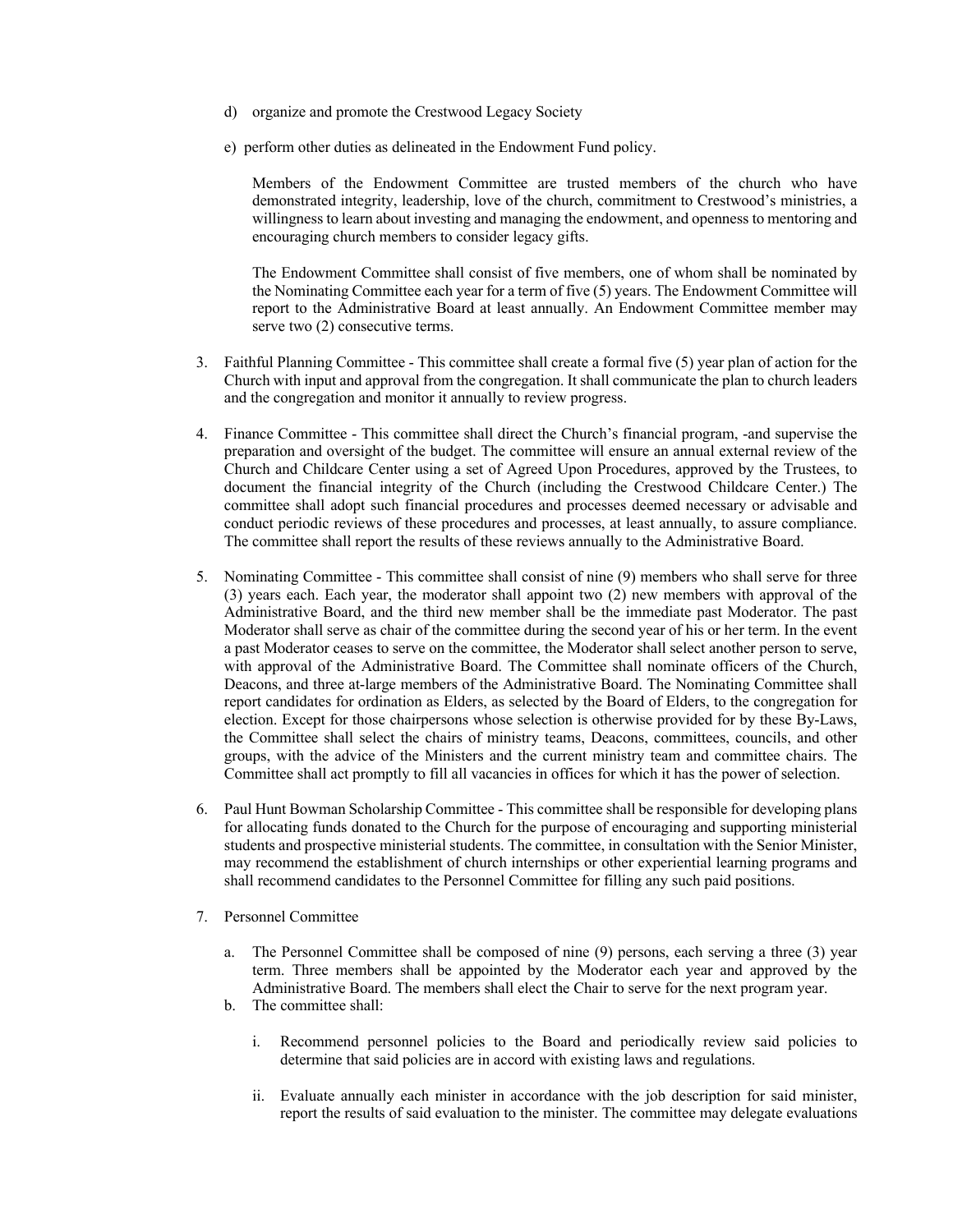d) organize and promote the Crestwood Legacy Society

e) perform other duties as delineated in the Endowment Fund policy.

Members of the Endowment Committee are trusted members of the church who have demonstrated integrity, leadership, love of the church, commitment to Crestwood's ministries, a willingness to learn about investing and managing the endowment, and openness to mentoring and encouraging church members to consider legacy gifts.

The Endowment Committee shall consist of five members, one of whom shall be nominated by the Nominating Committee each year for a term of five (5) years. The Endowment Committee will report to the Administrative Board at least annually. An Endowment Committee member may serve two (2) consecutive terms.

3. Faithful Planning Committee - This committee shall create a formal five (5) year plan of action for the Church with input and approval from the congregation. It shall communicate the plan to church leaders and the congregation and monitor it annually to review progress.

4. Finance Committee - This committee shall direct the Church's financial program, -and supervise the preparation and oversight of the budget. The committee will ensure an annual external review of the Church and Childcare Center using a set of Agreed Upon Procedures, approved by the Trustees, to document the financial integrity of the Church (including the Crestwood Childcare Center.) The committee shall adopt such financial procedures and processes deemed necessary or advisable and conduct periodic reviews of these procedures and processes, at least annually, to assure compliance. The committee shall report the results of these reviews annually to the Administrative Board.

5. Nominating Committee - This committee shall consist of nine (9) members who shall serve for three (3) years each. Each year, the moderator shall appoint two (2) new members with approval of the Administrative Board, and the third new member shall be the immediate past Moderator. The past Moderator shall serve as chair of the committee during the second year of his or her term. In the event a past Moderator ceases to serve on the committee, the Moderator shall select another person to serve, with approval of the Administrative Board. The Committee shall nominate officers of the Church, Deacons, and three at-large members of the Administrative Board. The Nominating Committee shall report candidates for ordination as Elders, as selected by the Board of Elders, to the congregation for election. Except for those chairpersons whose selection is otherwise provided for by these By-Laws, the Committee shall select the chairs of ministry teams, Deacons, committees, councils, and other groups, with the advice of the Ministers and the current ministry team and committee chairs. The Committee shall act promptly to fill all vacancies in offices for which it has the power of selection.

6. Paul Hunt Bowman Scholarship Committee - This committee shall be responsible for developing plans for allocating funds donated to the Church for the purpose of encouraging and supporting ministerial students and prospective ministerial students. The committee, in consultation with the Senior Minister, may recommend the establishment of church internships or other experiential learning programs and shall recommend candidates to the Personnel Committee for filling any such paid positions.

7. Personnel Committee

   a. The Personnel Committee shall be composed of nine (9) persons, each serving a three (3) year term. Three members shall be appointed by the Moderator each year and approved by the Administrative Board. The members shall elect the Chair to serve for the next program year.

   b. The committee shall:

      i. Recommend personnel policies to the Board and periodically review said policies to determine that said policies are in accord with existing laws and regulations.

      ii. Evaluate annually each minister in accordance with the job description for said minister, report the results of said evaluation to the minister. The committee may delegate evaluations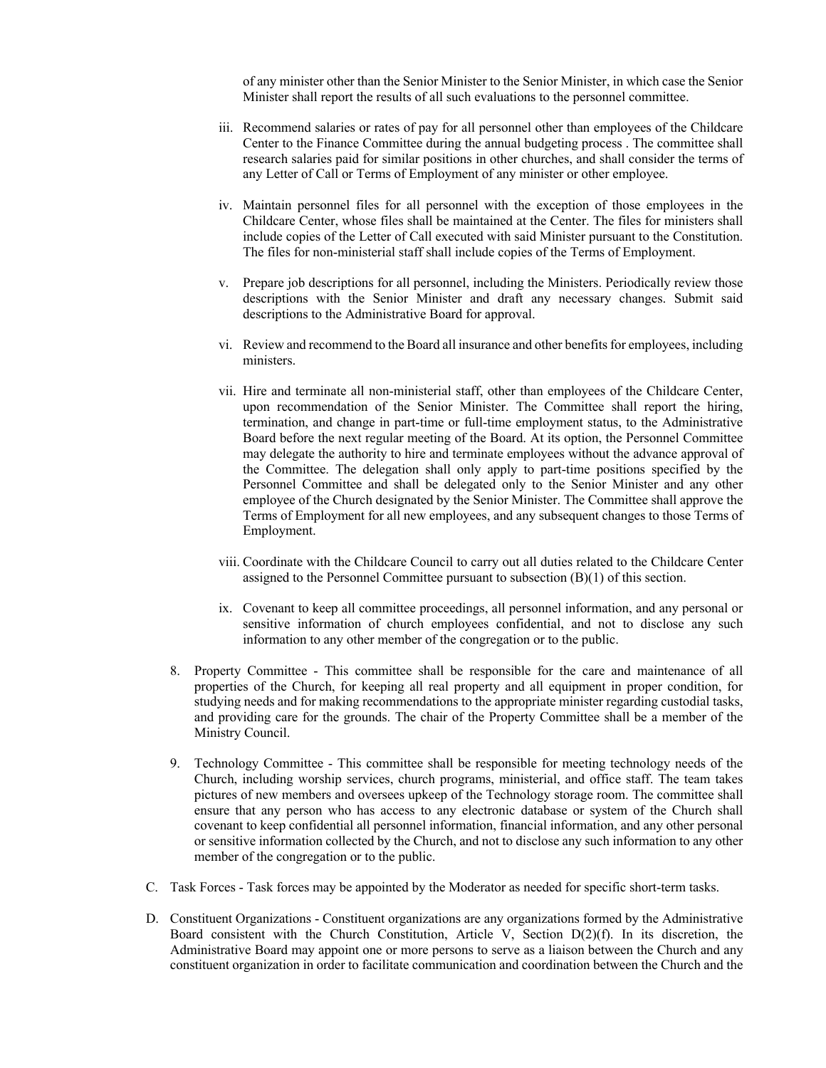of any minister other than the Senior Minister to the Senior Minister, in which case the Senior Minister shall report the results of all such evaluations to the personnel committee.

iii. Recommend salaries or rates of pay for all personnel other than employees of the Childcare Center to the Finance Committee during the annual budgeting process . The committee shall research salaries paid for similar positions in other churches, and shall consider the terms of any Letter of Call or Terms of Employment of any minister or other employee.

iv. Maintain personnel files for all personnel with the exception of those employees in the Childcare Center, whose files shall be maintained at the Center. The files for ministers shall include copies of the Letter of Call executed with said Minister pursuant to the Constitution. The files for non-ministerial staff shall include copies of the Terms of Employment.

v. Prepare job descriptions for all personnel, including the Ministers. Periodically review those descriptions with the Senior Minister and draft any necessary changes. Submit said descriptions to the Administrative Board for approval.

vi. Review and recommend to the Board all insurance and other benefits for employees, including ministers.

vii. Hire and terminate all non-ministerial staff, other than employees of the Childcare Center, upon recommendation of the Senior Minister. The Committee shall report the hiring, termination, and change in part-time or full-time employment status, to the Administrative Board before the next regular meeting of the Board. At its option, the Personnel Committee may delegate the authority to hire and terminate employees without the advance approval of the Committee. The delegation shall only apply to part-time positions specified by the Personnel Committee and shall be delegated only to the Senior Minister and any other employee of the Church designated by the Senior Minister. The Committee shall approve the Terms of Employment for all new employees, and any subsequent changes to those Terms of Employment.

viii. Coordinate with the Childcare Council to carry out all duties related to the Childcare Center assigned to the Personnel Committee pursuant to subsection (B)(1) of this section.

ix. Covenant to keep all committee proceedings, all personnel information, and any personal or sensitive information of church employees confidential, and not to disclose any such information to any other member of the congregation or to the public.

8. Property Committee - This committee shall be responsible for the care and maintenance of all properties of the Church, for keeping all real property and all equipment in proper condition, for studying needs and for making recommendations to the appropriate minister regarding custodial tasks, and providing care for the grounds. The chair of the Property Committee shall be a member of the Ministry Council.

9. Technology Committee - This committee shall be responsible for meeting technology needs of the Church, including worship services, church programs, ministerial, and office staff. The team takes pictures of new members and oversees upkeep of the Technology storage room. The committee shall ensure that any person who has access to any electronic database or system of the Church shall covenant to keep confidential all personnel information, financial information, and any other personal or sensitive information collected by the Church, and not to disclose any such information to any other member of the congregation or to the public.

C. Task Forces - Task forces may be appointed by the Moderator as needed for specific short-term tasks.

D. Constituent Organizations - Constituent organizations are any organizations formed by the Administrative Board consistent with the Church Constitution, Article V, Section D(2)(f). In its discretion, the Administrative Board may appoint one or more persons to serve as a liaison between the Church and any constituent organization in order to facilitate communication and coordination between the Church and the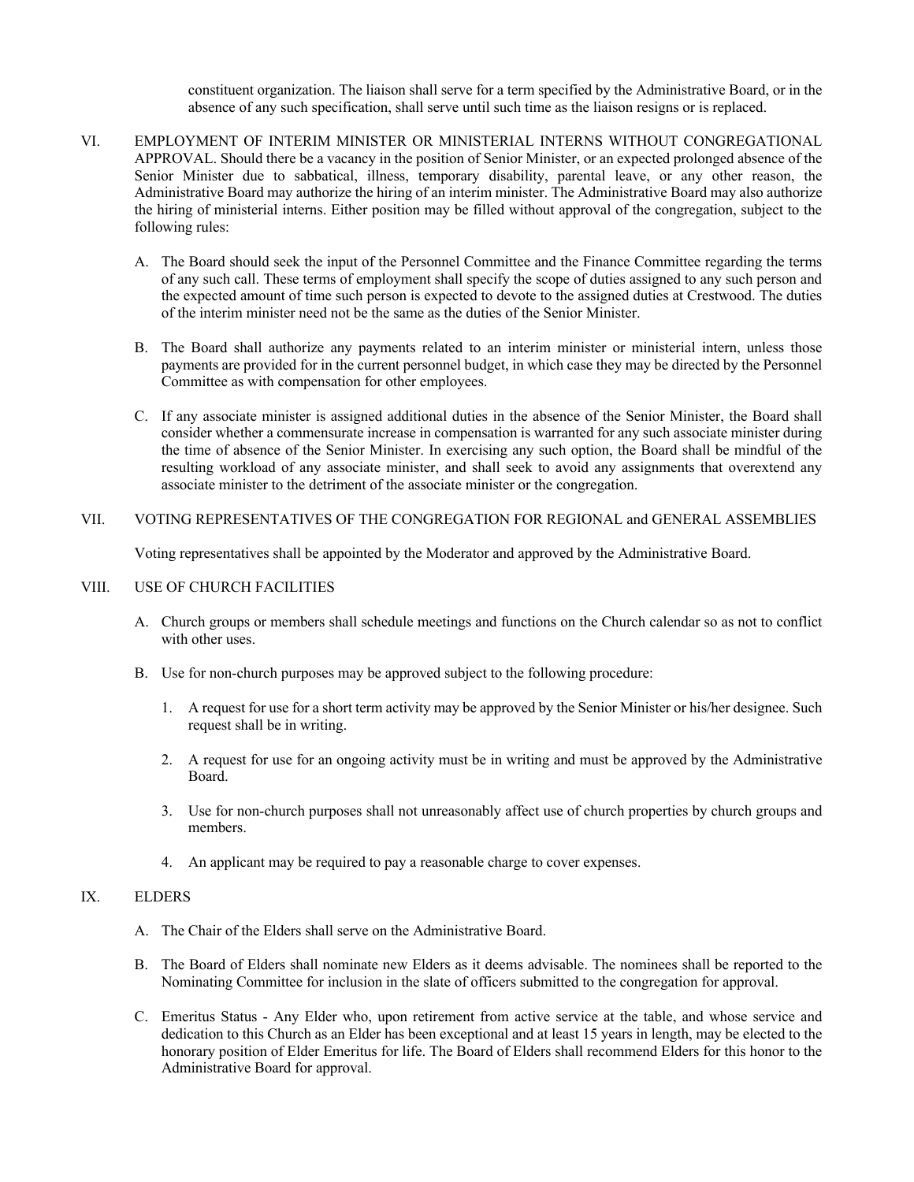constituent organization. The liaison shall serve for a term specified by the Administrative Board, or in the absence of any such specification, shall serve until such time as the liaison resigns or is replaced.

VI. EMPLOYMENT OF INTERIM MINISTER OR MINISTERIAL INTERNS WITHOUT CONGREGATIONAL APPROVAL. Should there be a vacancy in the position of Senior Minister, or an expected prolonged absence of the Senior Minister due to sabbatical, illness, temporary disability, parental leave, or any other reason, the Administrative Board may authorize the hiring of an interim minister. The Administrative Board may also authorize the hiring of ministerial interns. Either position may be filled without approval of the congregation, subject to the following rules:

A. The Board should seek the input of the Personnel Committee and the Finance Committee regarding the terms of any such call. These terms of employment shall specify the scope of duties assigned to any such person and the expected amount of time such person is expected to devote to the assigned duties at Crestwood. The duties of the interim minister need not be the same as the duties of the Senior Minister.

B. The Board shall authorize any payments related to an interim minister or ministerial intern, unless those payments are provided for in the current personnel budget, in which case they may be directed by the Personnel Committee as with compensation for other employees.

C. If any associate minister is assigned additional duties in the absence of the Senior Minister, the Board shall consider whether a commensurate increase in compensation is warranted for any such associate minister during the time of absence of the Senior Minister. In exercising any such option, the Board shall be mindful of the resulting workload of any associate minister, and shall seek to avoid any assignments that overextend any associate minister to the detriment of the associate minister or the congregation.

VII. VOTING REPRESENTATIVES OF THE CONGREGATION FOR REGIONAL and GENERAL ASSEMBLIES

Voting representatives shall be appointed by the Moderator and approved by the Administrative Board.

VIII. USE OF CHURCH FACILITIES

A. Church groups or members shall schedule meetings and functions on the Church calendar so as not to conflict with other uses.

B. Use for non-church purposes may be approved subject to the following procedure:

1. A request for use for a short term activity may be approved by the Senior Minister or his/her designee. Such request shall be in writing.

2. A request for use for an ongoing activity must be in writing and must be approved by the Administrative Board.

3. Use for non-church purposes shall not unreasonably affect use of church properties by church groups and members.

4. An applicant may be required to pay a reasonable charge to cover expenses.

IX. ELDERS

A. The Chair of the Elders shall serve on the Administrative Board.

B. The Board of Elders shall nominate new Elders as it deems advisable. The nominees shall be reported to the Nominating Committee for inclusion in the slate of officers submitted to the congregation for approval.

C. Emeritus Status - Any Elder who, upon retirement from active service at the table, and whose service and dedication to this Church as an Elder has been exceptional and at least 15 years in length, may be elected to the honorary position of Elder Emeritus for life. The Board of Elders shall recommend Elders for this honor to the Administrative Board for approval.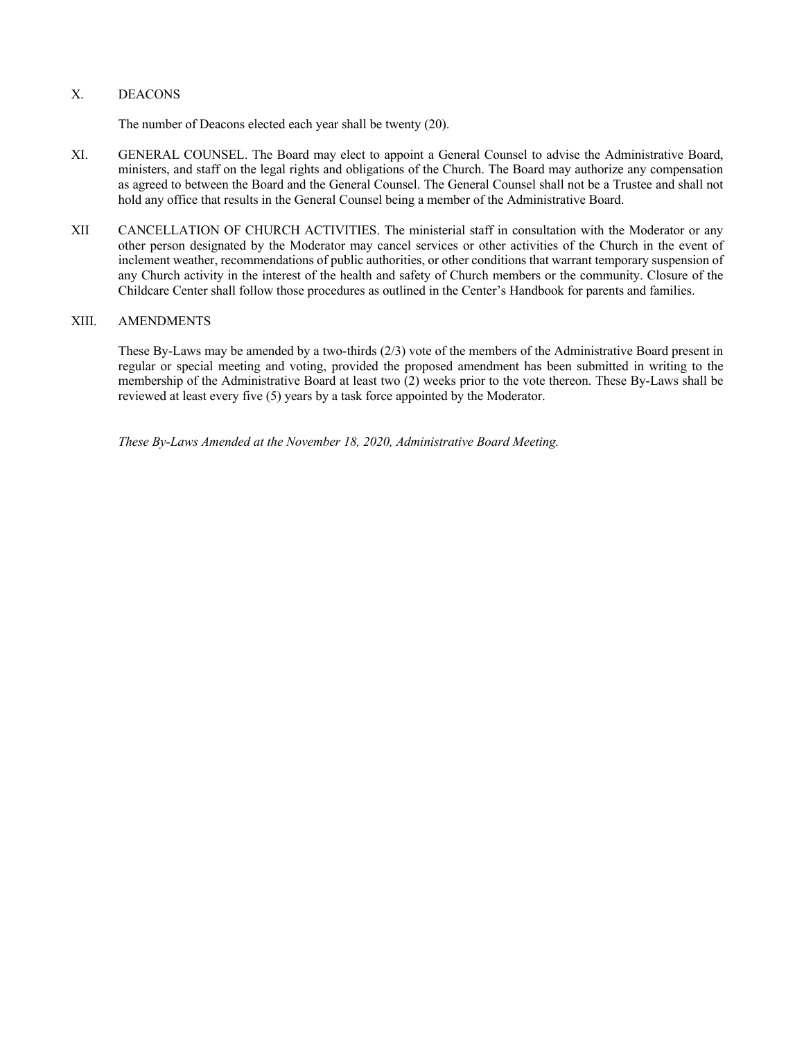## X. DEACONS

The number of Deacons elected each year shall be twenty (20).

## XI. GENERAL COUNSEL.

The Board may elect to appoint a General Counsel to advise the Administrative Board, ministers, and staff on the legal rights and obligations of the Church. The Board may authorize any compensation as agreed to between the Board and the General Counsel. The General Counsel shall not be a Trustee and shall not hold any office that results in the General Counsel being a member of the Administrative Board.

## XII CANCELLATION OF CHURCH ACTIVITIES.

The ministerial staff in consultation with the Moderator or any other person designated by the Moderator may cancel services or other activities of the Church in the event of inclement weather, recommendations of public authorities, or other conditions that warrant temporary suspension of any Church activity in the interest of the health and safety of Church members or the community. Closure of the Childcare Center shall follow those procedures as outlined in the Center's Handbook for parents and families.

## XIII. AMENDMENTS

These By-Laws may be amended by a two-thirds (2/3) vote of the members of the Administrative Board present in regular or special meeting and voting, provided the proposed amendment has been submitted in writing to the membership of the Administrative Board at least two (2) weeks prior to the vote thereon. These By-Laws shall be reviewed at least every five (5) years by a task force appointed by the Moderator.

*These By-Laws Amended at the November 18, 2020, Administrative Board Meeting.*